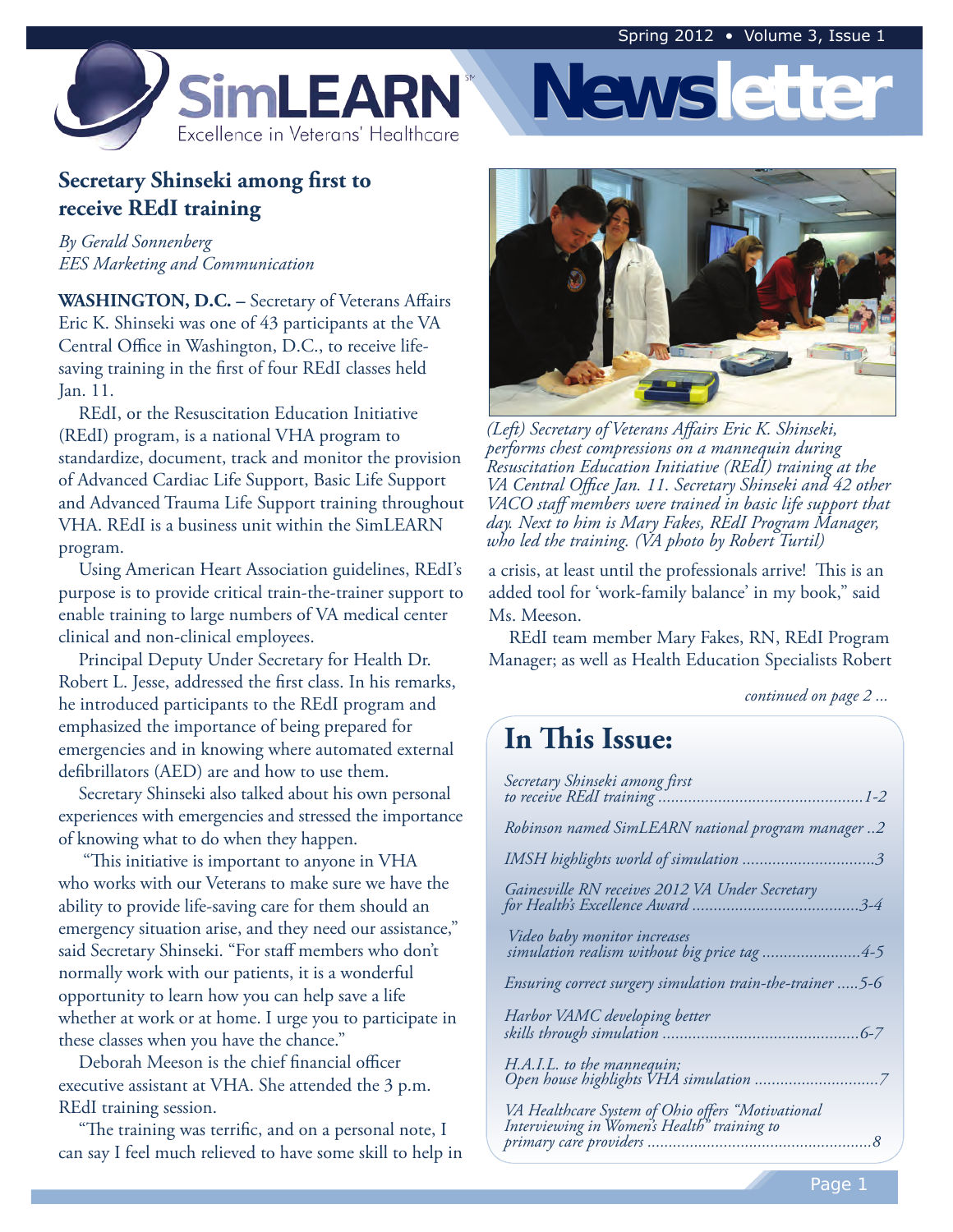# SimLEARN Newsletter

Excellence in Veterans' Healthcare

Spring 2012 • Volume 3, Issue 1

## Secretary Shinseki among first to receive REdI training

*By Gerald Sonnenberg*
*EES Marketing and Communication*

**WASHINGTON, D.C. –** Secretary of Veterans Affairs Eric K. Shinseki was one of 43 participants at the VA Central Office in Washington, D.C., to receive life-saving training in the first of four REdI classes held Jan. 11.

REdI, or the Resuscitation Education Initiative (REdI) program, is a national VHA program to standardize, document, track and monitor the provision of Advanced Cardiac Life Support, Basic Life Support and Advanced Trauma Life Support training throughout VHA. REdI is a business unit within the SimLEARN program.

Using American Heart Association guidelines, REdI's purpose is to provide critical train-the-trainer support to enable training to large numbers of VA medical center clinical and non-clinical employees.

Principal Deputy Under Secretary for Health Dr. Robert L. Jesse, addressed the first class. In his remarks, he introduced participants to the REdI program and emphasized the importance of being prepared for emergencies and in knowing where automated external defibrillators (AED) are and how to use them.

Secretary Shinseki also talked about his own personal experiences with emergencies and stressed the importance of knowing what to do when they happen.

"This initiative is important to anyone in VHA who works with our Veterans to make sure we have the ability to provide life-saving care for them should an emergency situation arise, and they need our assistance," said Secretary Shinseki. "For staff members who don't normally work with our patients, it is a wonderful opportunity to learn how you can help save a life whether at work or at home. I urge you to participate in these classes when you have the chance."

Deborah Meeson is the chief financial officer executive assistant at VHA. She attended the 3 p.m. REdI training session.

"The training was terrific, and on a personal note, I can say I feel much relieved to have some skill to help in a crisis, at least until the professionals arrive! This is an added tool for 'work-family balance' in my book," said Ms. Meeson.

REdI team member Mary Fakes, RN, REdI Program Manager; as well as Health Education Specialists Robert

*continued on page 2 ...*

*(Left) Secretary of Veterans Affairs Eric K. Shinseki, performs chest compressions on a mannequin during Resuscitation Education Initiative (REdI) training at the VA Central Office Jan. 11. Secretary Shinseki and 42 other VACO staff members were trained in basic life support that day. Next to him is Mary Fakes, REdI Program Manager, who led the training. (VA photo by Robert Turtil)*

## In This Issue:

- *Secretary Shinseki among first to receive REdI training* ....1-2
- *Robinson named SimLEARN national program manager* ..2
- *IMSH highlights world of simulation* ....3
- *Gainesville RN receives 2012 VA Under Secretary for Health's Excellence Award* ....3-4
- *Video baby monitor increases simulation realism without big price tag* ....4-5
- *Ensuring correct surgery simulation train-the-trainer* .....5-6
- *Harbor VAMC developing better skills through simulation* ....6-7
- *H.A.I.L. to the mannequin; Open house highlights VHA simulation* ....7
- *VA Healthcare System of Ohio offers "Motivational Interviewing in Women's Health" training to primary care providers* ....8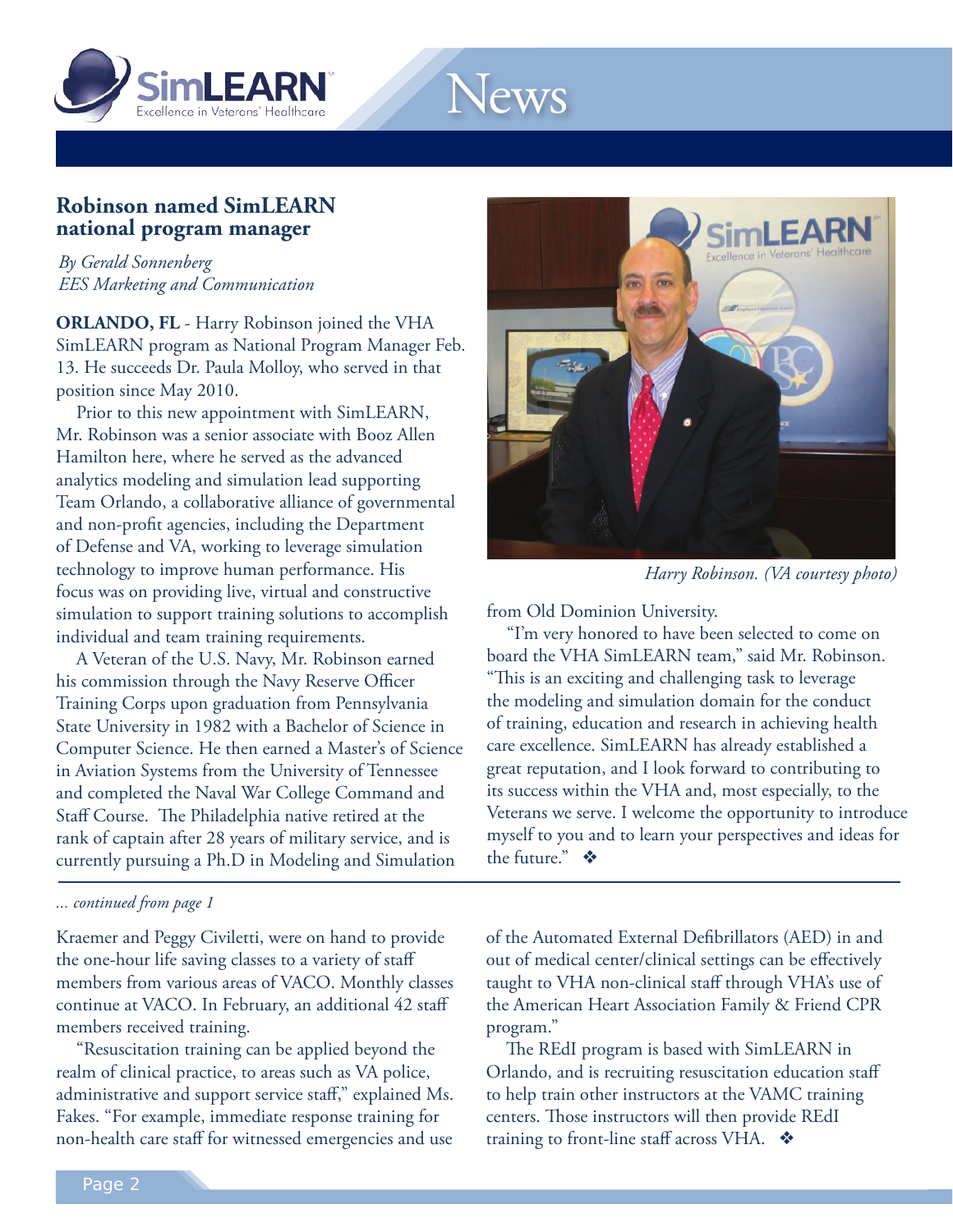## Robinson named SimLEARN national program manager

*By Gerald Sonnenberg*
*EES Marketing and Communication*

**ORLANDO, FL** - Harry Robinson joined the VHA SimLEARN program as National Program Manager Feb. 13. He succeeds Dr. Paula Molloy, who served in that position since May 2010.

Prior to this new appointment with SimLEARN, Mr. Robinson was a senior associate with Booz Allen Hamilton here, where he served as the advanced analytics modeling and simulation lead supporting Team Orlando, a collaborative alliance of governmental and non-profit agencies, including the Department of Defense and VA, working to leverage simulation technology to improve human performance. His focus was on providing live, virtual and constructive simulation to support training solutions to accomplish individual and team training requirements.

A Veteran of the U.S. Navy, Mr. Robinson earned his commission through the Navy Reserve Officer Training Corps upon graduation from Pennsylvania State University in 1982 with a Bachelor of Science in Computer Science. He then earned a Master's of Science in Aviation Systems from the University of Tennessee and completed the Naval War College Command and Staff Course. The Philadelphia native retired at the rank of captain after 28 years of military service, and is currently pursuing a Ph.D in Modeling and Simulation from Old Dominion University.

*Harry Robinson. (VA courtesy photo)*

"I'm very honored to have been selected to come on board the VHA SimLEARN team," said Mr. Robinson. "This is an exciting and challenging task to leverage the modeling and simulation domain for the conduct of training, education and research in achieving health care excellence. SimLEARN has already established a great reputation, and I look forward to contributing to its success within the VHA and, most especially, to the Veterans we serve. I welcome the opportunity to introduce myself to you and to learn your perspectives and ideas for the future." ❖

---

*... continued from page 1*

Kraemer and Peggy Civiletti, were on hand to provide the one-hour life saving classes to a variety of staff members from various areas of VACO. Monthly classes continue at VACO. In February, an additional 42 staff members received training.

"Resuscitation training can be applied beyond the realm of clinical practice, to areas such as VA police, administrative and support service staff," explained Ms. Fakes. "For example, immediate response training for non-health care staff for witnessed emergencies and use of the Automated External Defibrillators (AED) in and out of medical center/clinical settings can be effectively taught to VHA non-clinical staff through VHA's use of the American Heart Association Family & Friend CPR program."

The REdI program is based with SimLEARN in Orlando, and is recruiting resuscitation education staff to help train other instructors at the VAMC training centers. Those instructors will then provide REdI training to front-line staff across VHA. ❖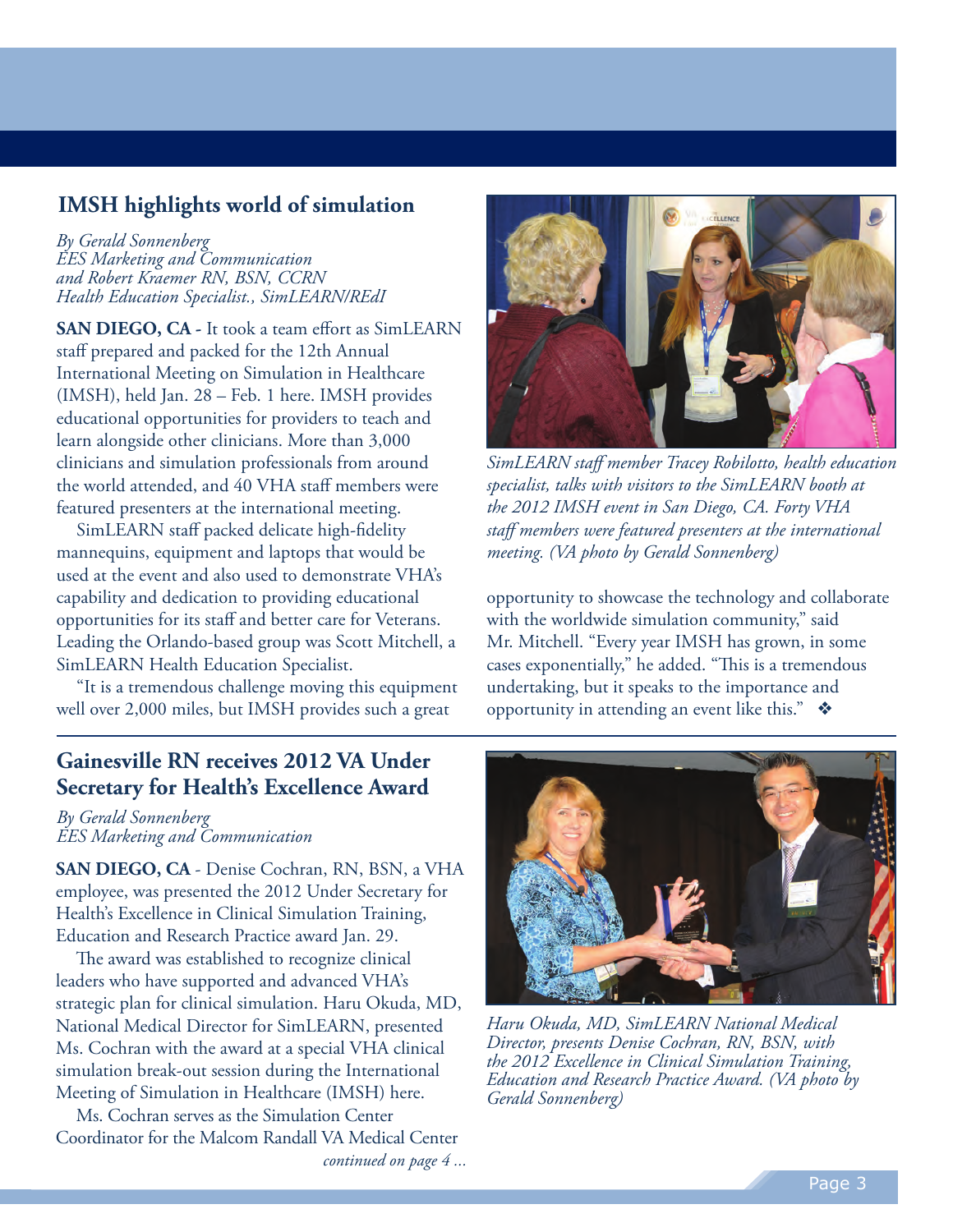## IMSH highlights world of simulation

*By Gerald Sonnenberg*
*EES Marketing and Communication*
*and Robert Kraemer RN, BSN, CCRN*
*Health Education Specialist., SimLEARN/REdI*

**SAN DIEGO, CA -** It took a team effort as SimLEARN staff prepared and packed for the 12th Annual International Meeting on Simulation in Healthcare (IMSH), held Jan. 28 – Feb. 1 here. IMSH provides educational opportunities for providers to teach and learn alongside other clinicians. More than 3,000 clinicians and simulation professionals from around the world attended, and 40 VHA staff members were featured presenters at the international meeting.

SimLEARN staff packed delicate high-fidelity mannequins, equipment and laptops that would be used at the event and also used to demonstrate VHA's capability and dedication to providing educational opportunities for its staff and better care for Veterans. Leading the Orlando-based group was Scott Mitchell, a SimLEARN Health Education Specialist.

"It is a tremendous challenge moving this equipment well over 2,000 miles, but IMSH provides such a great opportunity to showcase the technology and collaborate with the worldwide simulation community," said Mr. Mitchell. "Every year IMSH has grown, in some cases exponentially," he added. "This is a tremendous undertaking, but it speaks to the importance and opportunity in attending an event like this." ❖

*SimLEARN staff member Tracey Robilotto, health education specialist, talks with visitors to the SimLEARN booth at the 2012 IMSH event in San Diego, CA. Forty VHA staff members were featured presenters at the international meeting. (VA photo by Gerald Sonnenberg)*

## Gainesville RN receives 2012 VA Under Secretary for Health's Excellence Award

*By Gerald Sonnenberg*
*EES Marketing and Communication*

**SAN DIEGO, CA** - Denise Cochran, RN, BSN, a VHA employee, was presented the 2012 Under Secretary for Health's Excellence in Clinical Simulation Training, Education and Research Practice award Jan. 29.

The award was established to recognize clinical leaders who have supported and advanced VHA's strategic plan for clinical simulation. Haru Okuda, MD, National Medical Director for SimLEARN, presented Ms. Cochran with the award at a special VHA clinical simulation break-out session during the International Meeting of Simulation in Healthcare (IMSH) here.

Ms. Cochran serves as the Simulation Center Coordinator for the Malcom Randall VA Medical Center

*continued on page 4 ...*

*Haru Okuda, MD, SimLEARN National Medical Director, presents Denise Cochran, RN, BSN, with the 2012 Excellence in Clinical Simulation Training, Education and Research Practice Award. (VA photo by Gerald Sonnenberg)*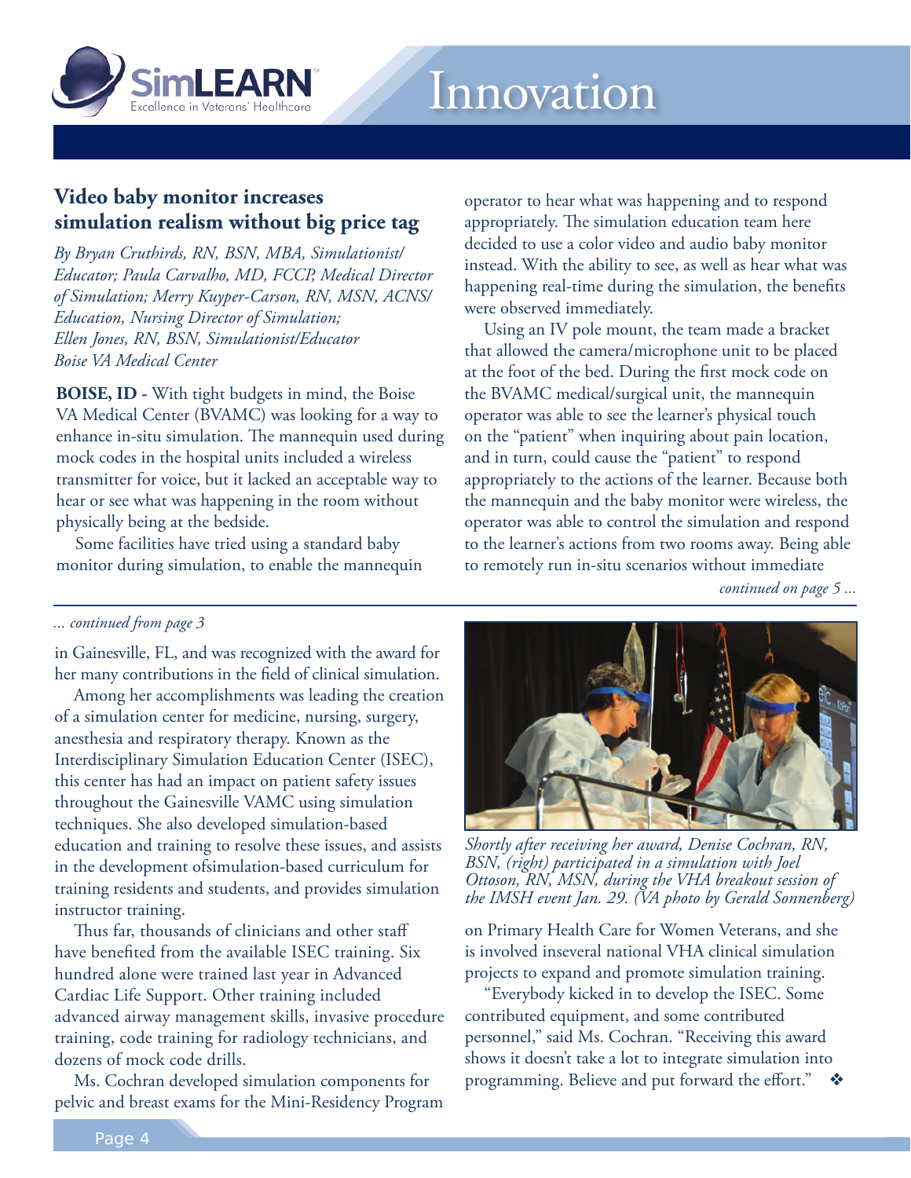# Innovation

## Video baby monitor increases simulation realism without big price tag

*By Bryan Cruthirds, RN, BSN, MBA, Simulationist/Educator; Paula Carvalho, MD, FCCP, Medical Director of Simulation; Merry Kuyper-Carson, RN, MSN, ACNS/Education, Nursing Director of Simulation; Ellen Jones, RN, BSN, Simulationist/Educator Boise VA Medical Center*

**BOISE, ID -** With tight budgets in mind, the Boise VA Medical Center (BVAMC) was looking for a way to enhance in-situ simulation. The mannequin used during mock codes in the hospital units included a wireless transmitter for voice, but it lacked an acceptable way to hear or see what was happening in the room without physically being at the bedside.

Some facilities have tried using a standard baby monitor during simulation, to enable the mannequin operator to hear what was happening and to respond appropriately. The simulation education team here decided to use a color video and audio baby monitor instead. With the ability to see, as well as hear what was happening real-time during the simulation, the benefits were observed immediately.

Using an IV pole mount, the team made a bracket that allowed the camera/microphone unit to be placed at the foot of the bed. During the first mock code on the BVAMC medical/surgical unit, the mannequin operator was able to see the learner's physical touch on the "patient" when inquiring about pain location, and in turn, could cause the "patient" to respond appropriately to the actions of the learner. Because both the mannequin and the baby monitor were wireless, the operator was able to control the simulation and respond to the learner's actions from two rooms away. Being able to remotely run in-situ scenarios without immediate

*continued on page 5 ...*

---

*... continued from page 3*

in Gainesville, FL, and was recognized with the award for her many contributions in the field of clinical simulation.

Among her accomplishments was leading the creation of a simulation center for medicine, nursing, surgery, anesthesia and respiratory therapy. Known as the Interdisciplinary Simulation Education Center (ISEC), this center has had an impact on patient safety issues throughout the Gainesville VAMC using simulation techniques. She also developed simulation-based education and training to resolve these issues, and assists in the development ofsimulation-based curriculum for training residents and students, and provides simulation instructor training.

Thus far, thousands of clinicians and other staff have benefited from the available ISEC training. Six hundred alone were trained last year in Advanced Cardiac Life Support. Other training included advanced airway management skills, invasive procedure training, code training for radiology technicians, and dozens of mock code drills.

Ms. Cochran developed simulation components for pelvic and breast exams for the Mini-Residency Program on Primary Health Care for Women Veterans, and she is involved inseveral national VHA clinical simulation projects to expand and promote simulation training.

"Everybody kicked in to develop the ISEC. Some contributed equipment, and some contributed personnel," said Ms. Cochran. "Receiving this award shows it doesn't take a lot to integrate simulation into programming. Believe and put forward the effort." ❖

*Shortly after receiving her award, Denise Cochran, RN, BSN, (right) participated in a simulation with Joel Ottoson, RN, MSN, during the VHA breakout session of the IMSH event Jan. 29. (VA photo by Gerald Sonnenberg)*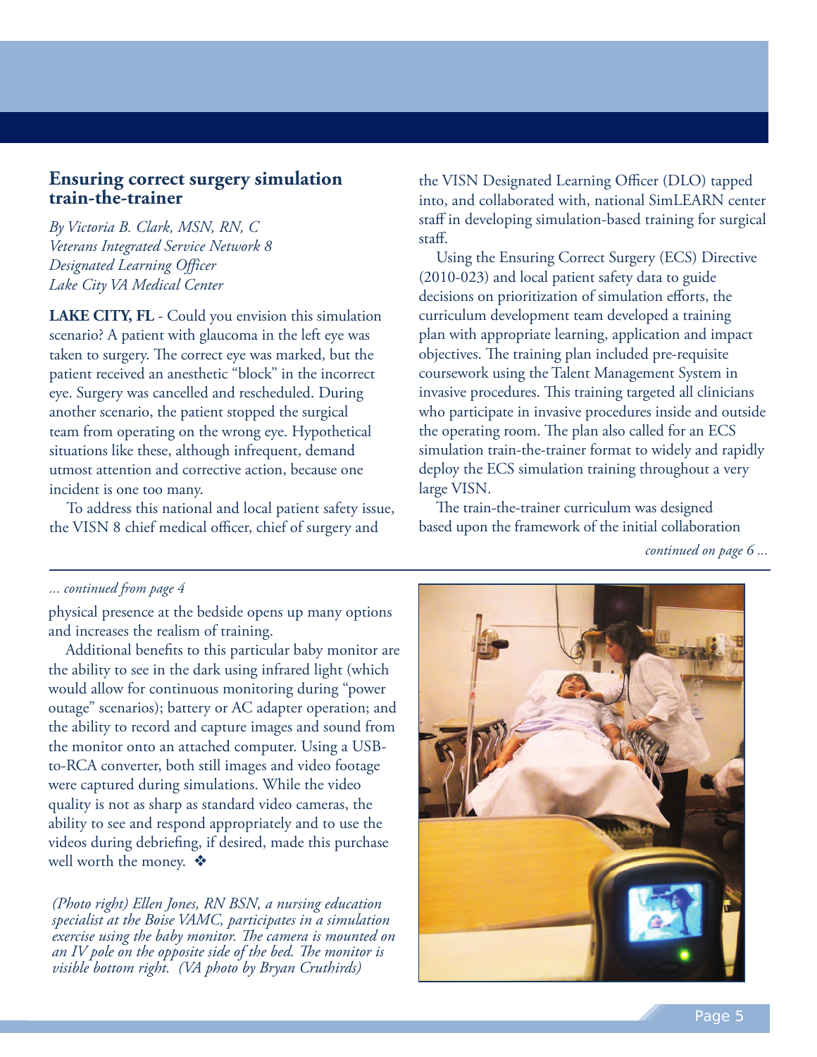## Ensuring correct surgery simulation train-the-trainer

*By Victoria B. Clark, MSN, RN, C*
*Veterans Integrated Service Network 8*
*Designated Learning Officer*
*Lake City VA Medical Center*

**LAKE CITY, FL** - Could you envision this simulation scenario? A patient with glaucoma in the left eye was taken to surgery. The correct eye was marked, but the patient received an anesthetic "block" in the incorrect eye. Surgery was cancelled and rescheduled. During another scenario, the patient stopped the surgical team from operating on the wrong eye. Hypothetical situations like these, although infrequent, demand utmost attention and corrective action, because one incident is one too many.

To address this national and local patient safety issue, the VISN 8 chief medical officer, chief of surgery and the VISN Designated Learning Officer (DLO) tapped into, and collaborated with, national SimLEARN center staff in developing simulation-based training for surgical staff.

Using the Ensuring Correct Surgery (ECS) Directive (2010-023) and local patient safety data to guide decisions on prioritization of simulation efforts, the curriculum development team developed a training plan with appropriate learning, application and impact objectives. The training plan included pre-requisite coursework using the Talent Management System in invasive procedures. This training targeted all clinicians who participate in invasive procedures inside and outside the operating room. The plan also called for an ECS simulation train-the-trainer format to widely and rapidly deploy the ECS simulation training throughout a very large VISN.

The train-the-trainer curriculum was designed based upon the framework of the initial collaboration

*continued on page 6 ...*

---

*... continued from page 4*

physical presence at the bedside opens up many options and increases the realism of training.

Additional benefits to this particular baby monitor are the ability to see in the dark using infrared light (which would allow for continuous monitoring during "power outage" scenarios); battery or AC adapter operation; and the ability to record and capture images and sound from the monitor onto an attached computer. Using a USB-to-RCA converter, both still images and video footage were captured during simulations. While the video quality is not as sharp as standard video cameras, the ability to see and respond appropriately and to use the videos during debriefing, if desired, made this purchase well worth the money. ❖

*(Photo right) Ellen Jones, RN BSN, a nursing education specialist at the Boise VAMC, participates in a simulation exercise using the baby monitor. The camera is mounted on an IV pole on the opposite side of the bed. The monitor is visible bottom right. (VA photo by Bryan Cruthirds)*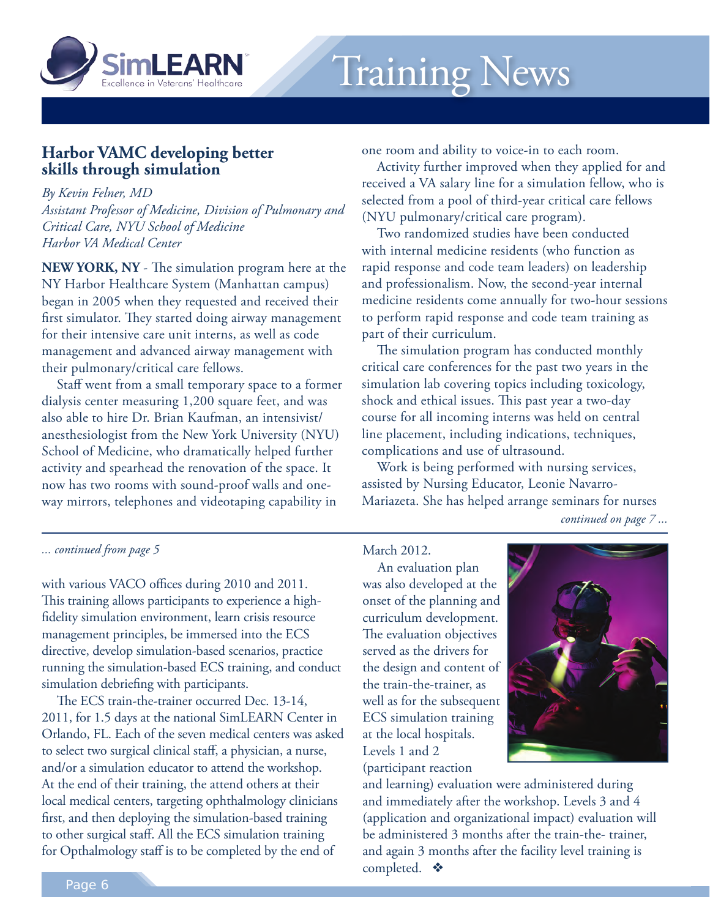# Training News

## Harbor VAMC developing better skills through simulation

*By Kevin Felner, MD*
*Assistant Professor of Medicine, Division of Pulmonary and Critical Care, NYU School of Medicine*
*Harbor VA Medical Center*

**NEW YORK, NY** - The simulation program here at the NY Harbor Healthcare System (Manhattan campus) began in 2005 when they requested and received their first simulator. They started doing airway management for their intensive care unit interns, as well as code management and advanced airway management with their pulmonary/critical care fellows.

Staff went from a small temporary space to a former dialysis center measuring 1,200 square feet, and was also able to hire Dr. Brian Kaufman, an intensivist/anesthesiologist from the New York University (NYU) School of Medicine, who dramatically helped further activity and spearhead the renovation of the space. It now has two rooms with sound-proof walls and one-way mirrors, telephones and videotaping capability in one room and ability to voice-in to each room.

Activity further improved when they applied for and received a VA salary line for a simulation fellow, who is selected from a pool of third-year critical care fellows (NYU pulmonary/critical care program).

Two randomized studies have been conducted with internal medicine residents (who function as rapid response and code team leaders) on leadership and professionalism. Now, the second-year internal medicine residents come annually for two-hour sessions to perform rapid response and code team training as part of their curriculum.

The simulation program has conducted monthly critical care conferences for the past two years in the simulation lab covering topics including toxicology, shock and ethical issues. This past year a two-day course for all incoming interns was held on central line placement, including indications, techniques, complications and use of ultrasound.

Work is being performed with nursing services, assisted by Nursing Educator, Leonie Navarro-Mariazeta. She has helped arrange seminars for nurses

*continued on page 7 ...*

---

*... continued from page 5*

with various VACO offices during 2010 and 2011. This training allows participants to experience a high-fidelity simulation environment, learn crisis resource management principles, be immersed into the ECS directive, develop simulation-based scenarios, practice running the simulation-based ECS training, and conduct simulation debriefing with participants.

The ECS train-the-trainer occurred Dec. 13-14, 2011, for 1.5 days at the national SimLEARN Center in Orlando, FL. Each of the seven medical centers was asked to select two surgical clinical staff, a physician, a nurse, and/or a simulation educator to attend the workshop. At the end of their training, the attend others at their local medical centers, targeting ophthalmology clinicians first, and then deploying the simulation-based training to other surgical staff. All the ECS simulation training for Opthalmology staff is to be completed by the end of March 2012.

An evaluation plan was also developed at the onset of the planning and curriculum development. The evaluation objectives served as the drivers for the design and content of the train-the-trainer, as well as for the subsequent ECS simulation training at the local hospitals. Levels 1 and 2 (participant reaction and learning) evaluation were administered during and immediately after the workshop. Levels 3 and 4 (application and organizational impact) evaluation will be administered 3 months after the train-the- trainer, and again 3 months after the facility level training is completed. ❖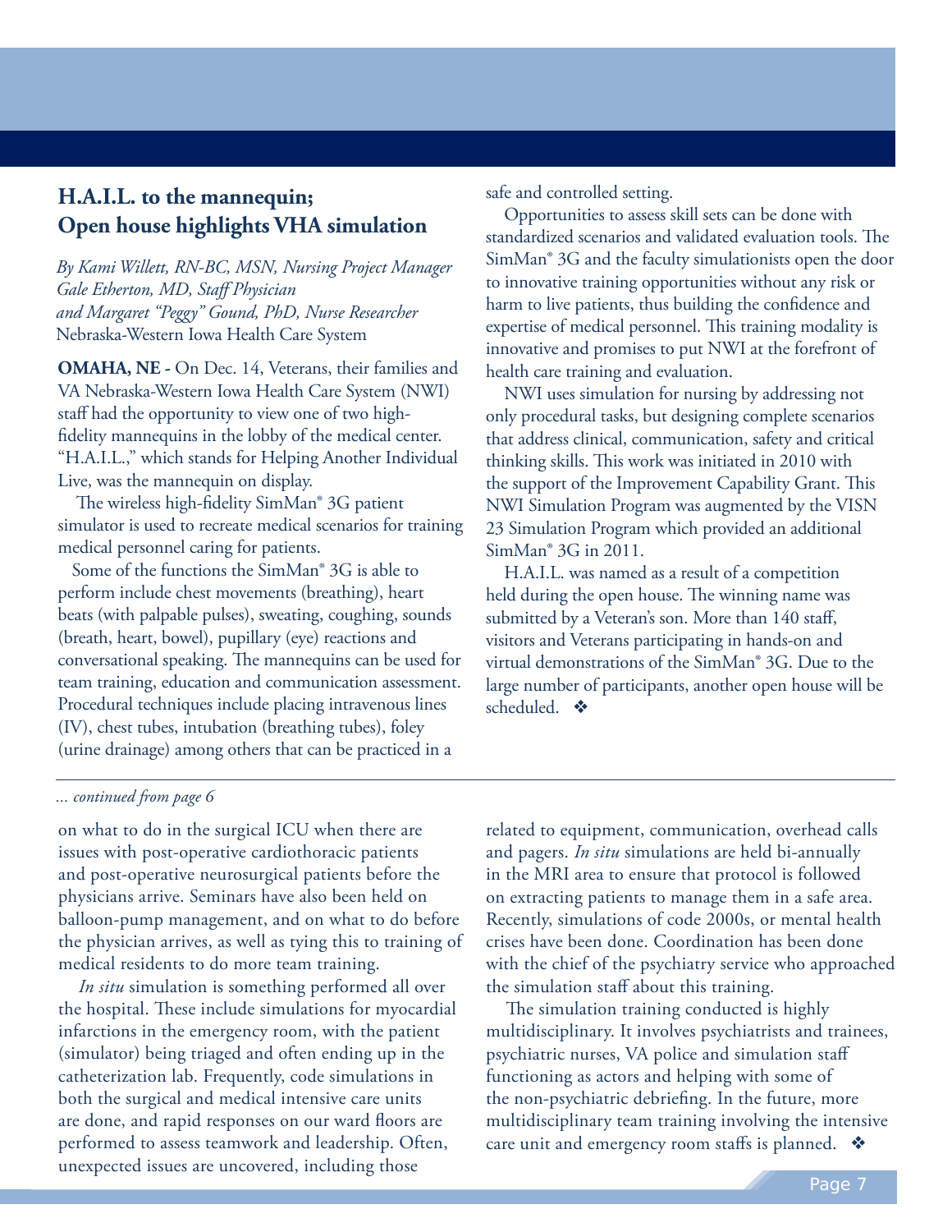## H.A.I.L. to the mannequin; Open house highlights VHA simulation

*By Kami Willett, RN-BC, MSN, Nursing Project Manager*
*Gale Etherton, MD, Staff Physician*
*and Margaret "Peggy" Gound, PhD, Nurse Researcher*
Nebraska-Western Iowa Health Care System

**OMAHA, NE -** On Dec. 14, Veterans, their families and VA Nebraska-Western Iowa Health Care System (NWI) staff had the opportunity to view one of two high-fidelity mannequins in the lobby of the medical center. "H.A.I.L.," which stands for Helping Another Individual Live, was the mannequin on display.

The wireless high-fidelity SimMan® 3G patient simulator is used to recreate medical scenarios for training medical personnel caring for patients.

Some of the functions the SimMan® 3G is able to perform include chest movements (breathing), heart beats (with palpable pulses), sweating, coughing, sounds (breath, heart, bowel), pupillary (eye) reactions and conversational speaking. The mannequins can be used for team training, education and communication assessment. Procedural techniques include placing intravenous lines (IV), chest tubes, intubation (breathing tubes), foley (urine drainage) among others that can be practiced in a safe and controlled setting.

Opportunities to assess skill sets can be done with standardized scenarios and validated evaluation tools. The SimMan® 3G and the faculty simulationists open the door to innovative training opportunities without any risk or harm to live patients, thus building the confidence and expertise of medical personnel. This training modality is innovative and promises to put NWI at the forefront of health care training and evaluation.

NWI uses simulation for nursing by addressing not only procedural tasks, but designing complete scenarios that address clinical, communication, safety and critical thinking skills. This work was initiated in 2010 with the support of the Improvement Capability Grant. This NWI Simulation Program was augmented by the VISN 23 Simulation Program which provided an additional SimMan® 3G in 2011.

H.A.I.L. was named as a result of a competition held during the open house. The winning name was submitted by a Veteran's son. More than 140 staff, visitors and Veterans participating in hands-on and virtual demonstrations of the SimMan® 3G. Due to the large number of participants, another open house will be scheduled. ❖

---

*... continued from page 6*

on what to do in the surgical ICU when there are issues with post-operative cardiothoracic patients and post-operative neurosurgical patients before the physicians arrive. Seminars have also been held on balloon-pump management, and on what to do before the physician arrives, as well as tying this to training of medical residents to do more team training.

*In situ* simulation is something performed all over the hospital. These include simulations for myocardial infarctions in the emergency room, with the patient (simulator) being triaged and often ending up in the catheterization lab. Frequently, code simulations in both the surgical and medical intensive care units are done, and rapid responses on our ward floors are performed to assess teamwork and leadership. Often, unexpected issues are uncovered, including those related to equipment, communication, overhead calls and pagers. *In situ* simulations are held bi-annually in the MRI area to ensure that protocol is followed on extracting patients to manage them in a safe area. Recently, simulations of code 2000s, or mental health crises have been done. Coordination has been done with the chief of the psychiatry service who approached the simulation staff about this training.

The simulation training conducted is highly multidisciplinary. It involves psychiatrists and trainees, psychiatric nurses, VA police and simulation staff functioning as actors and helping with some of the non-psychiatric debriefing. In the future, more multidisciplinary team training involving the intensive care unit and emergency room staffs is planned. ❖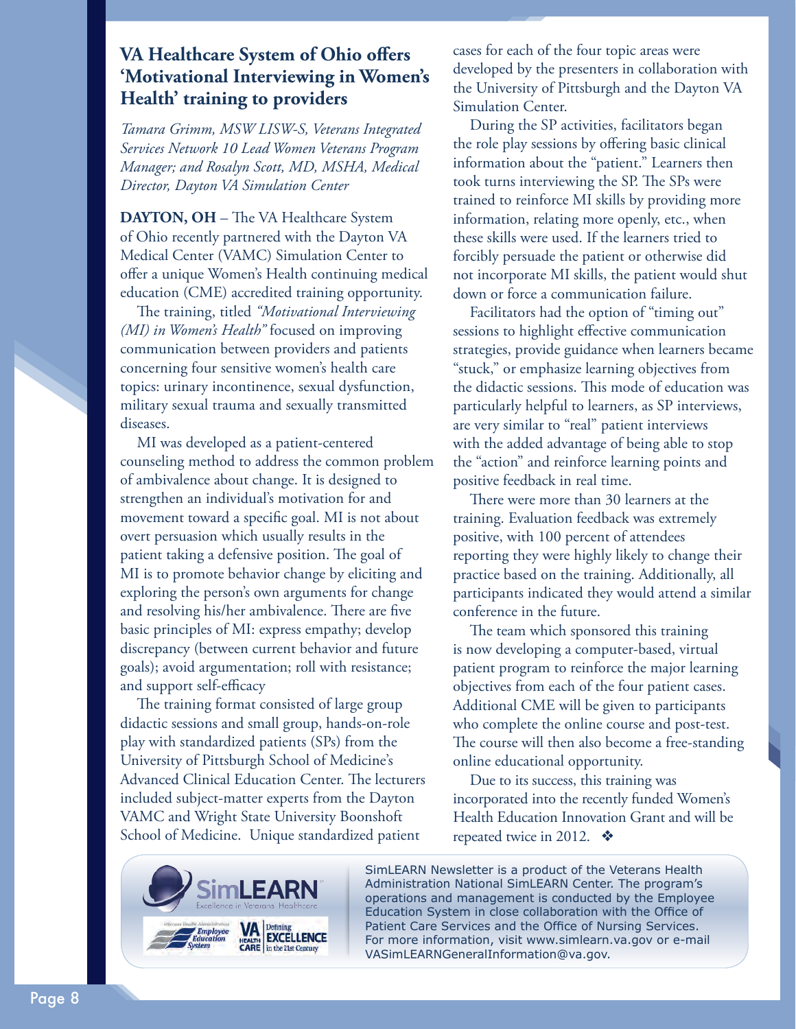## VA Healthcare System of Ohio offers 'Motivational Interviewing in Women's Health' training to providers

*Tamara Grimm, MSW LISW-S, Veterans Integrated Services Network 10 Lead Women Veterans Program Manager; and Rosalyn Scott, MD, MSHA, Medical Director, Dayton VA Simulation Center*

**DAYTON, OH** – The VA Healthcare System of Ohio recently partnered with the Dayton VA Medical Center (VAMC) Simulation Center to offer a unique Women's Health continuing medical education (CME) accredited training opportunity.

The training, titled *"Motivational Interviewing (MI) in Women's Health"* focused on improving communication between providers and patients concerning four sensitive women's health care topics: urinary incontinence, sexual dysfunction, military sexual trauma and sexually transmitted diseases.

MI was developed as a patient-centered counseling method to address the common problem of ambivalence about change. It is designed to strengthen an individual's motivation for and movement toward a specific goal. MI is not about overt persuasion which usually results in the patient taking a defensive position. The goal of MI is to promote behavior change by eliciting and exploring the person's own arguments for change and resolving his/her ambivalence. There are five basic principles of MI: express empathy; develop discrepancy (between current behavior and future goals); avoid argumentation; roll with resistance; and support self-efficacy

The training format consisted of large group didactic sessions and small group, hands-on-role play with standardized patients (SPs) from the University of Pittsburgh School of Medicine's Advanced Clinical Education Center. The lecturers included subject-matter experts from the Dayton VAMC and Wright State University Boonshoft School of Medicine. Unique standardized patient cases for each of the four topic areas were developed by the presenters in collaboration with the University of Pittsburgh and the Dayton VA Simulation Center.

During the SP activities, facilitators began the role play sessions by offering basic clinical information about the "patient." Learners then took turns interviewing the SP. The SPs were trained to reinforce MI skills by providing more information, relating more openly, etc., when these skills were used. If the learners tried to forcibly persuade the patient or otherwise did not incorporate MI skills, the patient would shut down or force a communication failure.

Facilitators had the option of "timing out" sessions to highlight effective communication strategies, provide guidance when learners became "stuck," or emphasize learning objectives from the didactic sessions. This mode of education was particularly helpful to learners, as SP interviews, are very similar to "real" patient interviews with the added advantage of being able to stop the "action" and reinforce learning points and positive feedback in real time.

There were more than 30 learners at the training. Evaluation feedback was extremely positive, with 100 percent of attendees reporting they were highly likely to change their practice based on the training. Additionally, all participants indicated they would attend a similar conference in the future.

The team which sponsored this training is now developing a computer-based, virtual patient program to reinforce the major learning objectives from each of the four patient cases. Additional CME will be given to participants who complete the online course and post-test. The course will then also become a free-standing online educational opportunity.

Due to its success, this training was incorporated into the recently funded Women's Health Education Innovation Grant and will be repeated twice in 2012. ❖

SimLEARN Newsletter is a product of the Veterans Health Administration National SimLEARN Center. The program's operations and management is conducted by the Employee Education System in close collaboration with the Office of Patient Care Services and the Office of Nursing Services. For more information, visit www.simlearn.va.gov or e-mail VASimLEARNGeneralInformation@va.gov.